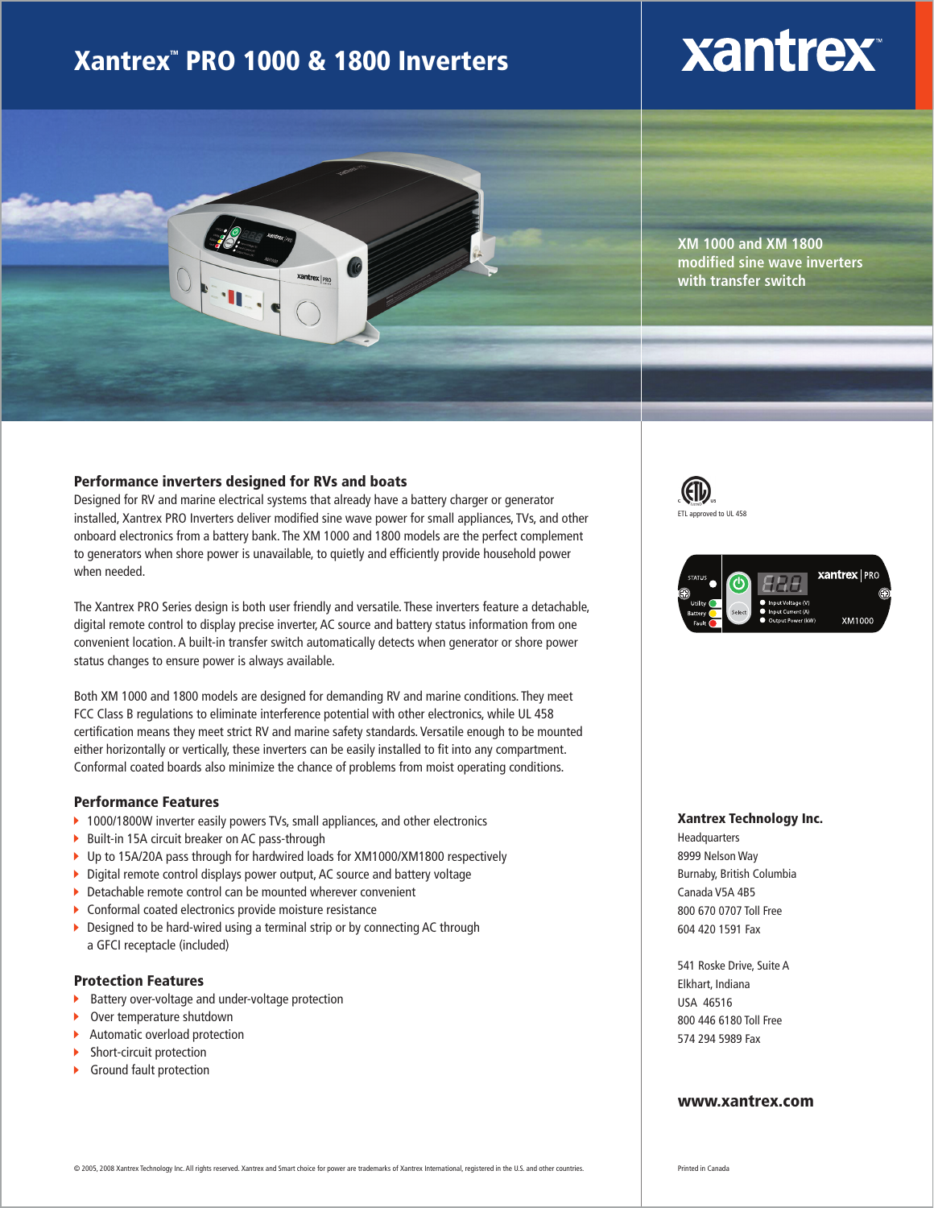# Xantrex™ PRO 1000 & 1800 Inverters

xantrex™

XM 1000 and XM 1800 modified sine wave inverters with transfer switch

## Performance inverters designed for RVs and boats

Designed for RV and marine electrical systems that already have a battery charger or generator installed, Xantrex PRO Inverters deliver modified sine wave power for small appliances, TVs, and other onboard electronics from a battery bank. The XM 1000 and 1800 models are the perfect complement to generators when shore power is unavailable, to quietly and efficiently provide household power when needed.

The Xantrex PRO Series design is both user friendly and versatile. These inverters feature a detachable, digital remote control to display precise inverter, AC source and battery status information from one convenient location. A built-in transfer switch automatically detects when generator or shore power status changes to ensure power is always available.

Both XM 1000 and 1800 models are designed for demanding RV and marine conditions. They meet FCC Class B regulations to eliminate interference potential with other electronics, while UL 458 certification means they meet strict RV and marine safety standards. Versatile enough to be mounted either horizontally or vertically, these inverters can be easily installed to fit into any compartment. Conformal coated boards also minimize the chance of problems from moist operating conditions.

## Performance Features

- 1000/1800W inverter easily powers TVs, small appliances, and other electronics
- Built-in 15A circuit breaker on AC pass-through
- Up to 15A/20A pass through for hardwired loads for XM1000/XM1800 respectively
- Digital remote control displays power output, AC source and battery voltage
- Detachable remote control can be mounted wherever convenient
- Conformal coated electronics provide moisture resistance
- Designed to be hard-wired using a terminal strip or by connecting AC through a GFCI receptacle (included)

## Protection Features

- Battery over-voltage and under-voltage protection
- Over temperature shutdown
- Automatic overload protection
- Short-circuit protection
- Ground fault protection

ETL approved to UL 458

**Xantrex Technology Inc.**

Headquarters
8999 Nelson Way
Burnaby, British Columbia
Canada V5A 4B5
800 670 0707 Toll Free
604 420 1591 Fax

541 Roske Drive, Suite A
Elkhart, Indiana
USA 46516
800 446 6180 Toll Free
574 294 5989 Fax

**www.xantrex.com**

© 2005, 2008 Xantrex Technology Inc. All rights reserved. Xantrex and Smart choice for power are trademarks of Xantrex International, registered in the U.S. and other countries.

Printed in Canada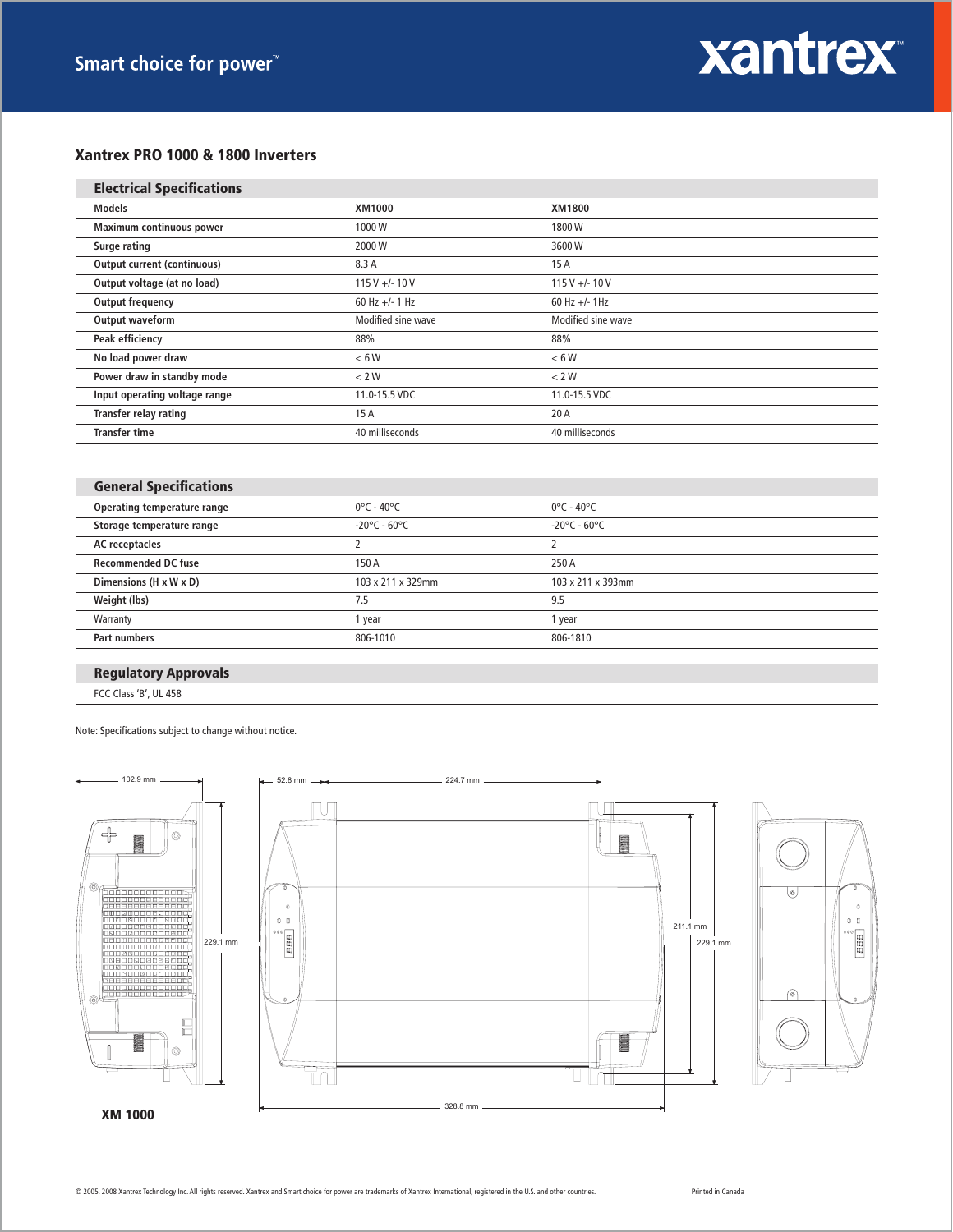## Xantrex PRO 1000 & 1800 Inverters

### Electrical Specifications

| Models | XM1000 | XM1800 |
|---|---|---|
| Maximum continuous power | 1000 W | 1800 W |
| Surge rating | 2000 W | 3600 W |
| Output current (continuous) | 8.3 A | 15 A |
| Output voltage (at no load) | 115 V +/- 10 V | 115 V +/- 10 V |
| Output frequency | 60 Hz +/- 1 Hz | 60 Hz +/- 1Hz |
| Output waveform | Modified sine wave | Modified sine wave |
| Peak efficiency | 88% | 88% |
| No load power draw | < 6 W | < 6 W |
| Power draw in standby mode | < 2 W | < 2 W |
| Input operating voltage range | 11.0-15.5 VDC | 11.0-15.5 VDC |
| Transfer relay rating | 15 A | 20 A |
| Transfer time | 40 milliseconds | 40 milliseconds |

### General Specifications

| | | |
|---|---|---|
| Operating temperature range | 0°C - 40°C | 0°C - 40°C |
| Storage temperature range | -20°C - 60°C | -20°C - 60°C |
| AC receptacles | 2 | 2 |
| Recommended DC fuse | 150 A | 250 A |
| Dimensions (H x W x D) | 103 x 211 x 329mm | 103 x 211 x 393mm |
| Weight (lbs) | 7.5 | 9.5 |
| Warranty | 1 year | 1 year |
| Part numbers | 806-1010 | 806-1810 |

### Regulatory Approvals

FCC Class 'B', UL 458

Note: Specifications subject to change without notice.

102.9 mm
229.1 mm
52.8 mm
224.7 mm
211.1 mm
229.1 mm
328.8 mm

**XM 1000**

© 2005, 2008 Xantrex Technology Inc. All rights reserved. Xantrex and Smart choice for power are trademarks of Xantrex International, registered in the U.S. and other countries.

Printed in Canada